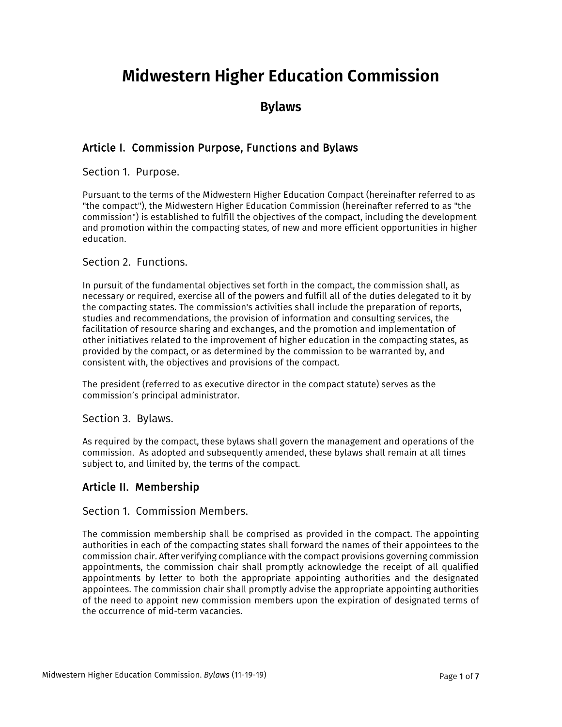# Midwestern Higher Education Commission

## Bylaws

### Article I. Commission Purpose, Functions and Bylaws

#### Section 1. Purpose.

Pursuant to the terms of the Midwestern Higher Education Compact (hereinafter referred to as "the compact"), the Midwestern Higher Education Commission (hereinafter referred to as "the commission") is established to fulfill the objectives of the compact, including the development and promotion within the compacting states, of new and more efficient opportunities in higher education.

#### Section 2. Functions.

In pursuit of the fundamental objectives set forth in the compact, the commission shall, as necessary or required, exercise all of the powers and fulfill all of the duties delegated to it by the compacting states. The commission's activities shall include the preparation of reports, studies and recommendations, the provision of information and consulting services, the facilitation of resource sharing and exchanges, and the promotion and implementation of other initiatives related to the improvement of higher education in the compacting states, as provided by the compact, or as determined by the commission to be warranted by, and consistent with, the objectives and provisions of the compact.

The president (referred to as executive director in the compact statute) serves as the commission's principal administrator.

#### Section 3. Bylaws.

As required by the compact, these bylaws shall govern the management and operations of the commission. As adopted and subsequently amended, these bylaws shall remain at all times subject to, and limited by, the terms of the compact.

### Article II. Membership

#### Section 1. Commission Members.

The commission membership shall be comprised as provided in the compact. The appointing authorities in each of the compacting states shall forward the names of their appointees to the commission chair. After verifying compliance with the compact provisions governing commission appointments, the commission chair shall promptly acknowledge the receipt of all qualified appointments by letter to both the appropriate appointing authorities and the designated appointees. The commission chair shall promptly advise the appropriate appointing authorities of the need to appoint new commission members upon the expiration of designated terms of the occurrence of mid-term vacancies.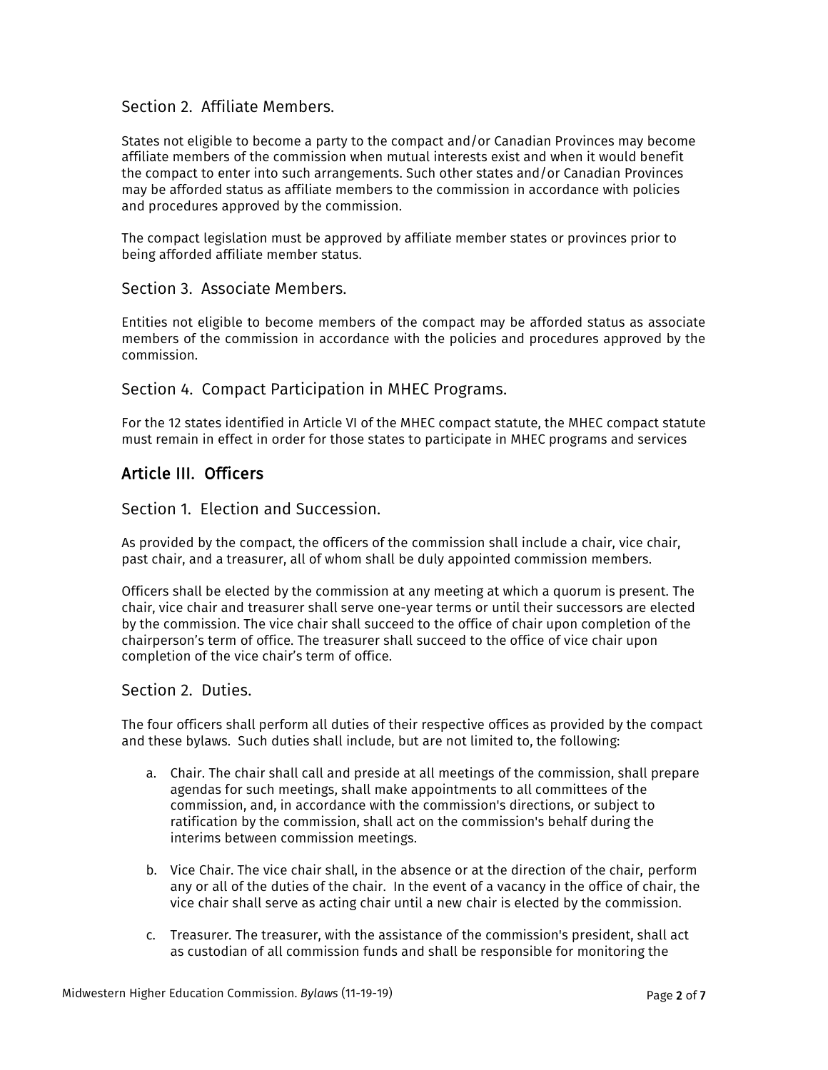### Section 2. Affiliate Members.

States not eligible to become a party to the compact and/or Canadian Provinces may become affiliate members of the commission when mutual interests exist and when it would benefit the compact to enter into such arrangements. Such other states and/or Canadian Provinces may be afforded status as affiliate members to the commission in accordance with policies and procedures approved by the commission.

The compact legislation must be approved by affiliate member states or provinces prior to being afforded affiliate member status.

### Section 3. Associate Members.

Entities not eligible to become members of the compact may be afforded status as associate members of the commission in accordance with the policies and procedures approved by the commission.

### Section 4. Compact Participation in MHEC Programs.

For the 12 states identified in Article VI of the MHEC compact statute, the MHEC compact statute must remain in effect in order for those states to participate in MHEC programs and services

## Article III. Officers

### Section 1. Election and Succession.

As provided by the compact, the officers of the commission shall include a chair, vice chair, past chair, and a treasurer, all of whom shall be duly appointed commission members.

Officers shall be elected by the commission at any meeting at which a quorum is present. The chair, vice chair and treasurer shall serve one-year terms or until their successors are elected by the commission. The vice chair shall succeed to the office of chair upon completion of the chairperson's term of office. The treasurer shall succeed to the office of vice chair upon completion of the vice chair's term of office.

### Section 2. Duties.

The four officers shall perform all duties of their respective offices as provided by the compact and these bylaws. Such duties shall include, but are not limited to, the following:

a. Chair. The chair shall call and preside at all meetings of the commission, shall prepare agendas for such meetings, shall make appointments to all committees of the commission, and, in accordance with the commission's directions, or subject to ratification by the commission, shall act on the commission's behalf during the interims between commission meetings.

b. Vice Chair. The vice chair shall, in the absence or at the direction of the chair, perform any or all of the duties of the chair. In the event of a vacancy in the office of chair, the vice chair shall serve as acting chair until a new chair is elected by the commission.

c. Treasurer. The treasurer, with the assistance of the commission's president, shall act as custodian of all commission funds and shall be responsible for monitoring the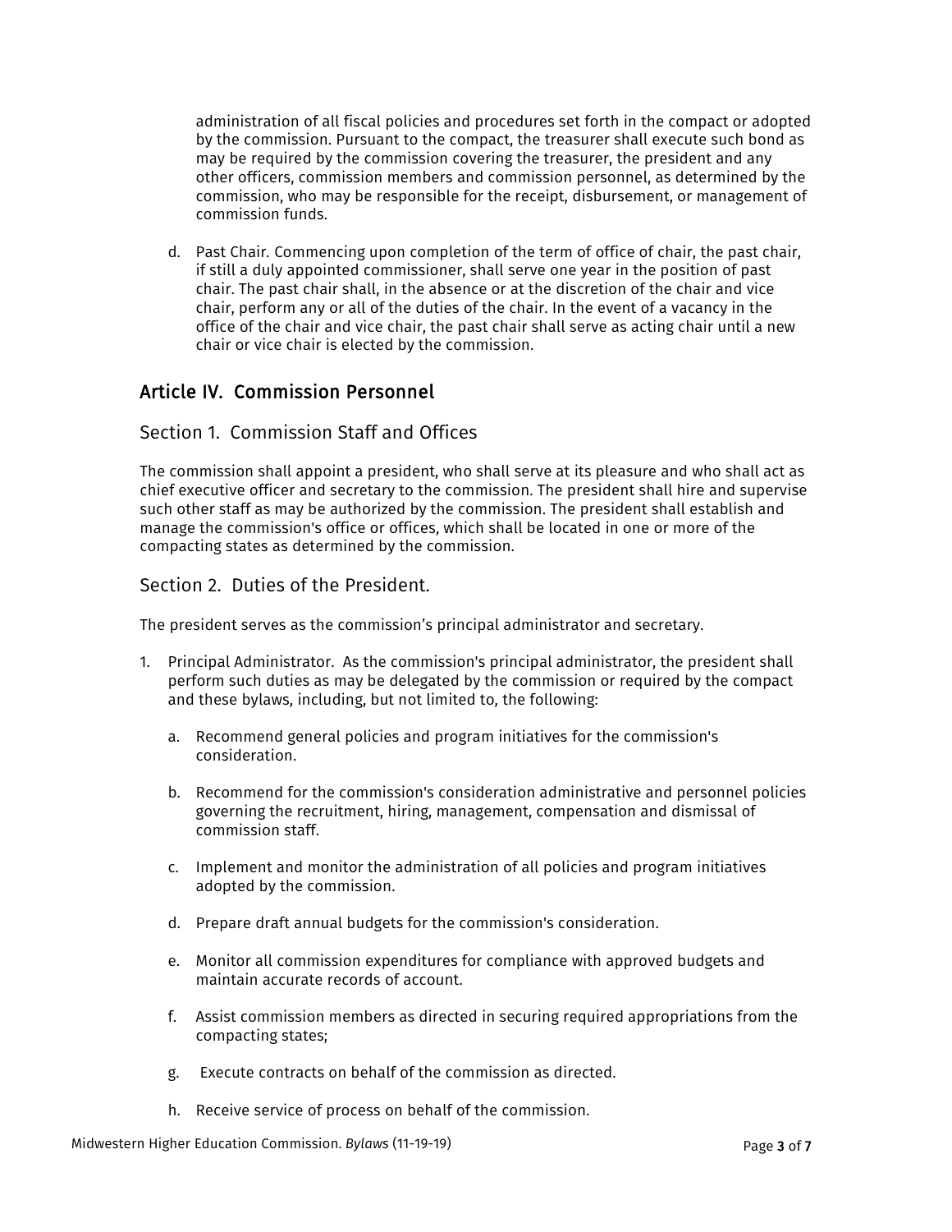administration of all fiscal policies and procedures set forth in the compact or adopted by the commission. Pursuant to the compact, the treasurer shall execute such bond as may be required by the commission covering the treasurer, the president and any other officers, commission members and commission personnel, as determined by the commission, who may be responsible for the receipt, disbursement, or management of commission funds.

d. Past Chair. Commencing upon completion of the term of office of chair, the past chair, if still a duly appointed commissioner, shall serve one year in the position of past chair. The past chair shall, in the absence or at the discretion of the chair and vice chair, perform any or all of the duties of the chair. In the event of a vacancy in the office of the chair and vice chair, the past chair shall serve as acting chair until a new chair or vice chair is elected by the commission.

## Article IV. Commission Personnel

### Section 1. Commission Staff and Offices

The commission shall appoint a president, who shall serve at its pleasure and who shall act as chief executive officer and secretary to the commission. The president shall hire and supervise such other staff as may be authorized by the commission. The president shall establish and manage the commission's office or offices, which shall be located in one or more of the compacting states as determined by the commission.

### Section 2. Duties of the President.

The president serves as the commission’s principal administrator and secretary.

1. Principal Administrator. As the commission's principal administrator, the president shall perform such duties as may be delegated by the commission or required by the compact and these bylaws, including, but not limited to, the following:

   a. Recommend general policies and program initiatives for the commission's consideration.

   b. Recommend for the commission's consideration administrative and personnel policies governing the recruitment, hiring, management, compensation and dismissal of commission staff.

   c. Implement and monitor the administration of all policies and program initiatives adopted by the commission.

   d. Prepare draft annual budgets for the commission's consideration.

   e. Monitor all commission expenditures for compliance with approved budgets and maintain accurate records of account.

   f. Assist commission members as directed in securing required appropriations from the compacting states;

   g. Execute contracts on behalf of the commission as directed.

   h. Receive service of process on behalf of the commission.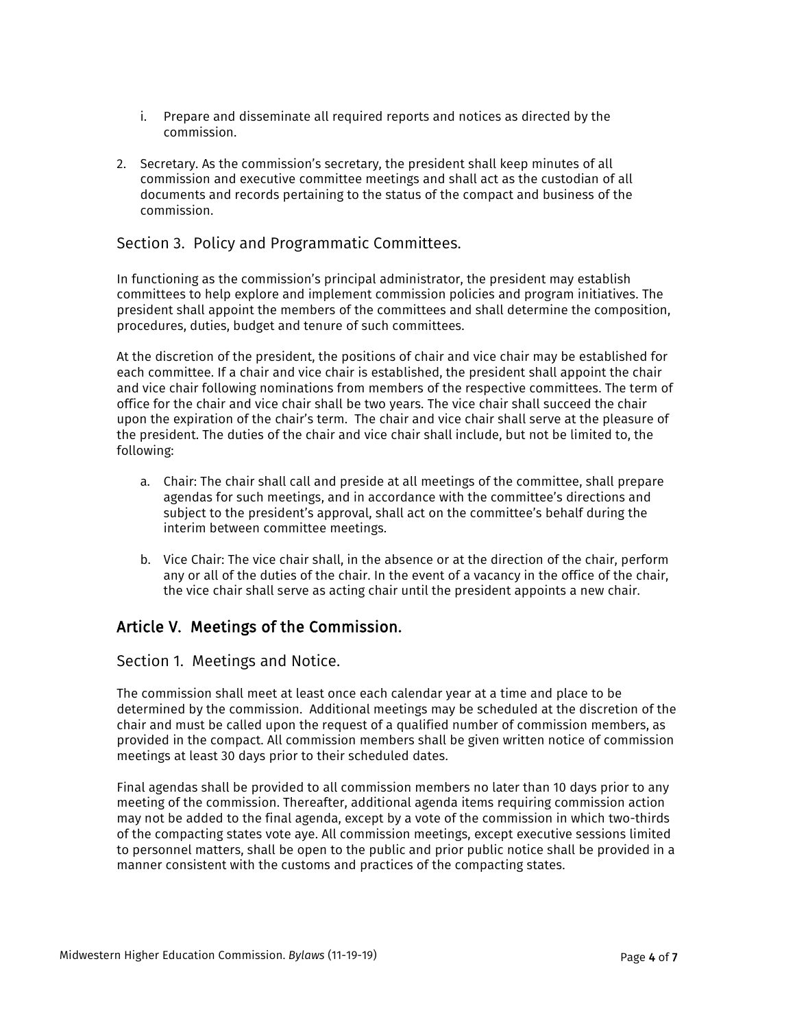i. Prepare and disseminate all required reports and notices as directed by the commission.

2. Secretary. As the commission's secretary, the president shall keep minutes of all commission and executive committee meetings and shall act as the custodian of all documents and records pertaining to the status of the compact and business of the commission.

### Section 3. Policy and Programmatic Committees.

In functioning as the commission's principal administrator, the president may establish committees to help explore and implement commission policies and program initiatives. The president shall appoint the members of the committees and shall determine the composition, procedures, duties, budget and tenure of such committees.

At the discretion of the president, the positions of chair and vice chair may be established for each committee. If a chair and vice chair is established, the president shall appoint the chair and vice chair following nominations from members of the respective committees. The term of office for the chair and vice chair shall be two years. The vice chair shall succeed the chair upon the expiration of the chair's term. The chair and vice chair shall serve at the pleasure of the president. The duties of the chair and vice chair shall include, but not be limited to, the following:

a. Chair: The chair shall call and preside at all meetings of the committee, shall prepare agendas for such meetings, and in accordance with the committee's directions and subject to the president's approval, shall act on the committee's behalf during the interim between committee meetings.

b. Vice Chair: The vice chair shall, in the absence or at the direction of the chair, perform any or all of the duties of the chair. In the event of a vacancy in the office of the chair, the vice chair shall serve as acting chair until the president appoints a new chair.

## Article V. Meetings of the Commission.

### Section 1. Meetings and Notice.

The commission shall meet at least once each calendar year at a time and place to be determined by the commission. Additional meetings may be scheduled at the discretion of the chair and must be called upon the request of a qualified number of commission members, as provided in the compact. All commission members shall be given written notice of commission meetings at least 30 days prior to their scheduled dates.

Final agendas shall be provided to all commission members no later than 10 days prior to any meeting of the commission. Thereafter, additional agenda items requiring commission action may not be added to the final agenda, except by a vote of the commission in which two-thirds of the compacting states vote aye. All commission meetings, except executive sessions limited to personnel matters, shall be open to the public and prior public notice shall be provided in a manner consistent with the customs and practices of the compacting states.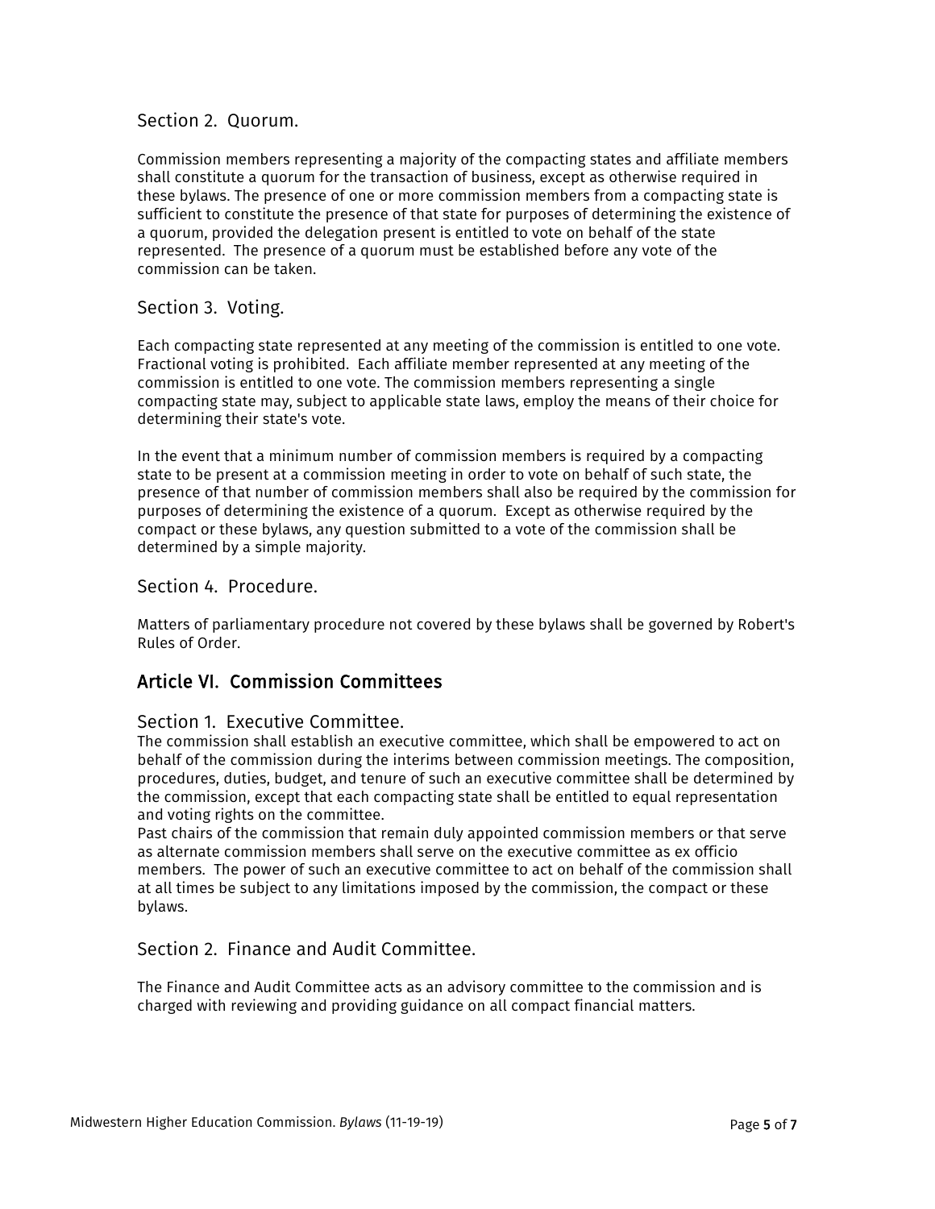### Section 2. Quorum.

Commission members representing a majority of the compacting states and affiliate members shall constitute a quorum for the transaction of business, except as otherwise required in these bylaws. The presence of one or more commission members from a compacting state is sufficient to constitute the presence of that state for purposes of determining the existence of a quorum, provided the delegation present is entitled to vote on behalf of the state represented. The presence of a quorum must be established before any vote of the commission can be taken.

### Section 3. Voting.

Each compacting state represented at any meeting of the commission is entitled to one vote. Fractional voting is prohibited. Each affiliate member represented at any meeting of the commission is entitled to one vote. The commission members representing a single compacting state may, subject to applicable state laws, employ the means of their choice for determining their state's vote.

In the event that a minimum number of commission members is required by a compacting state to be present at a commission meeting in order to vote on behalf of such state, the presence of that number of commission members shall also be required by the commission for purposes of determining the existence of a quorum. Except as otherwise required by the compact or these bylaws, any question submitted to a vote of the commission shall be determined by a simple majority.

### Section 4. Procedure.

Matters of parliamentary procedure not covered by these bylaws shall be governed by Robert's Rules of Order.

## Article VI. Commission Committees

### Section 1. Executive Committee.

The commission shall establish an executive committee, which shall be empowered to act on behalf of the commission during the interims between commission meetings. The composition, procedures, duties, budget, and tenure of such an executive committee shall be determined by the commission, except that each compacting state shall be entitled to equal representation and voting rights on the committee.

Past chairs of the commission that remain duly appointed commission members or that serve as alternate commission members shall serve on the executive committee as ex officio members. The power of such an executive committee to act on behalf of the commission shall at all times be subject to any limitations imposed by the commission, the compact or these bylaws.

### Section 2. Finance and Audit Committee.

The Finance and Audit Committee acts as an advisory committee to the commission and is charged with reviewing and providing guidance on all compact financial matters.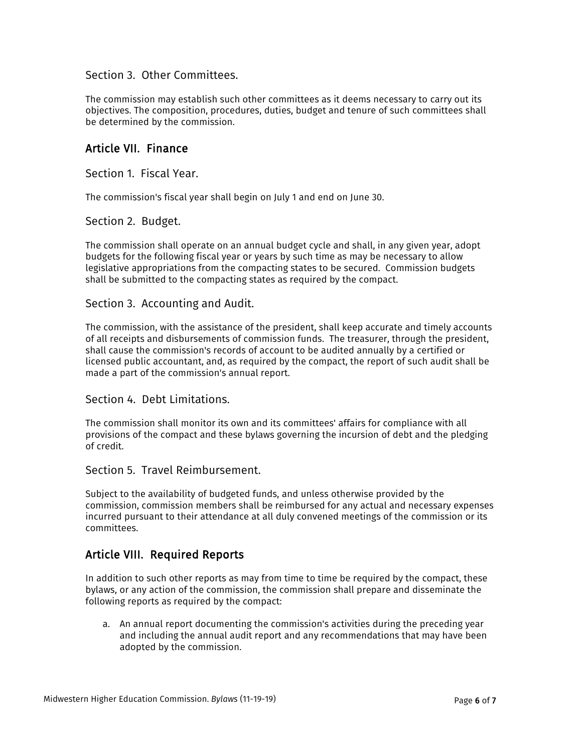### Section 3. Other Committees.

The commission may establish such other committees as it deems necessary to carry out its objectives. The composition, procedures, duties, budget and tenure of such committees shall be determined by the commission.

## Article VII. Finance

### Section 1. Fiscal Year.

The commission's fiscal year shall begin on July 1 and end on June 30.

### Section 2. Budget.

The commission shall operate on an annual budget cycle and shall, in any given year, adopt budgets for the following fiscal year or years by such time as may be necessary to allow legislative appropriations from the compacting states to be secured. Commission budgets shall be submitted to the compacting states as required by the compact.

### Section 3. Accounting and Audit.

The commission, with the assistance of the president, shall keep accurate and timely accounts of all receipts and disbursements of commission funds. The treasurer, through the president, shall cause the commission's records of account to be audited annually by a certified or licensed public accountant, and, as required by the compact, the report of such audit shall be made a part of the commission's annual report.

### Section 4. Debt Limitations.

The commission shall monitor its own and its committees' affairs for compliance with all provisions of the compact and these bylaws governing the incursion of debt and the pledging of credit.

### Section 5. Travel Reimbursement.

Subject to the availability of budgeted funds, and unless otherwise provided by the commission, commission members shall be reimbursed for any actual and necessary expenses incurred pursuant to their attendance at all duly convened meetings of the commission or its committees.

## Article VIII. Required Reports

In addition to such other reports as may from time to time be required by the compact, these bylaws, or any action of the commission, the commission shall prepare and disseminate the following reports as required by the compact:

a. An annual report documenting the commission's activities during the preceding year and including the annual audit report and any recommendations that may have been adopted by the commission.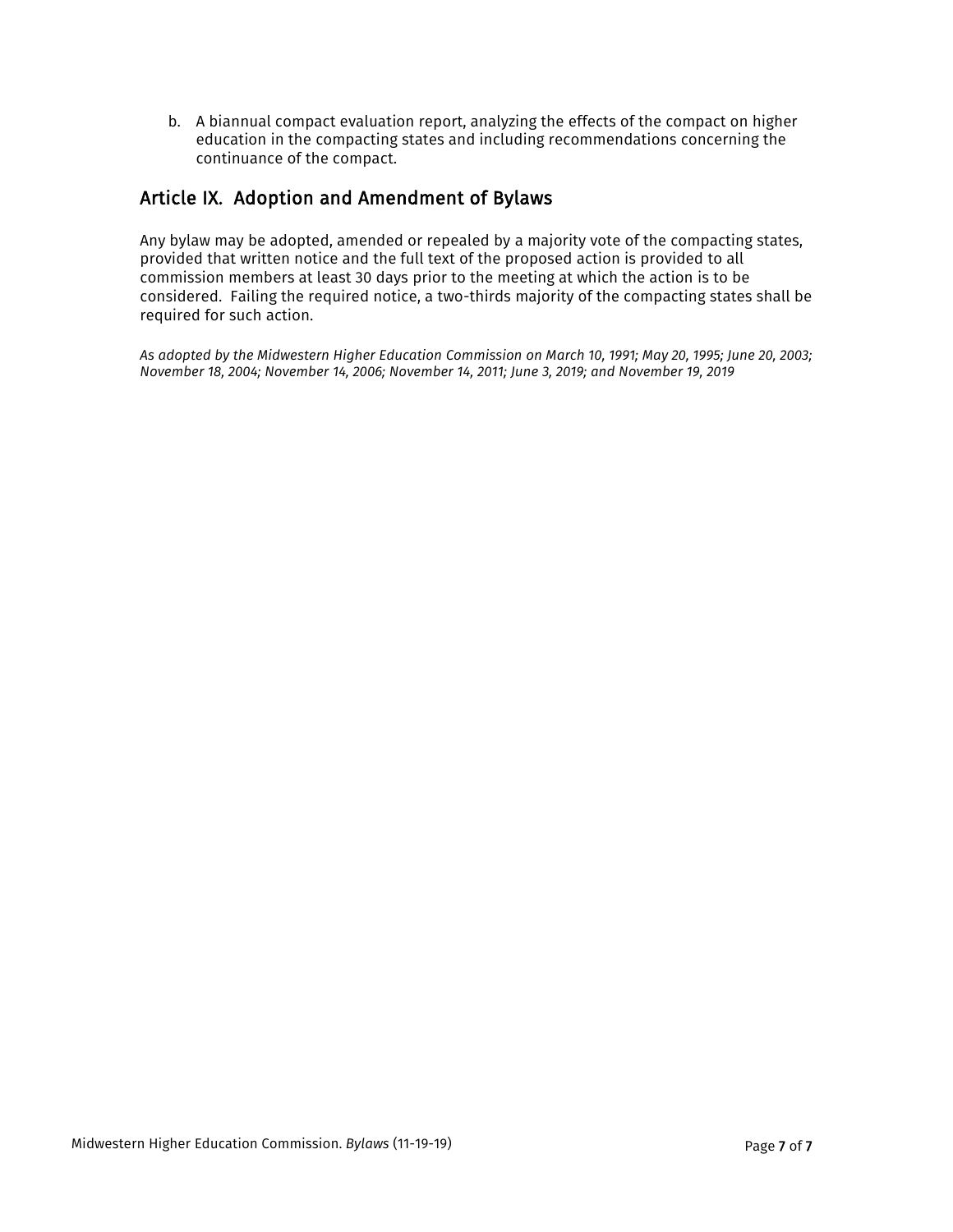b. A biannual compact evaluation report, analyzing the effects of the compact on higher education in the compacting states and including recommendations concerning the continuance of the compact.

## Article IX. Adoption and Amendment of Bylaws

Any bylaw may be adopted, amended or repealed by a majority vote of the compacting states, provided that written notice and the full text of the proposed action is provided to all commission members at least 30 days prior to the meeting at which the action is to be considered. Failing the required notice, a two-thirds majority of the compacting states shall be required for such action.

*As adopted by the Midwestern Higher Education Commission on March 10, 1991; May 20, 1995; June 20, 2003; November 18, 2004; November 14, 2006; November 14, 2011; June 3, 2019; and November 19, 2019*